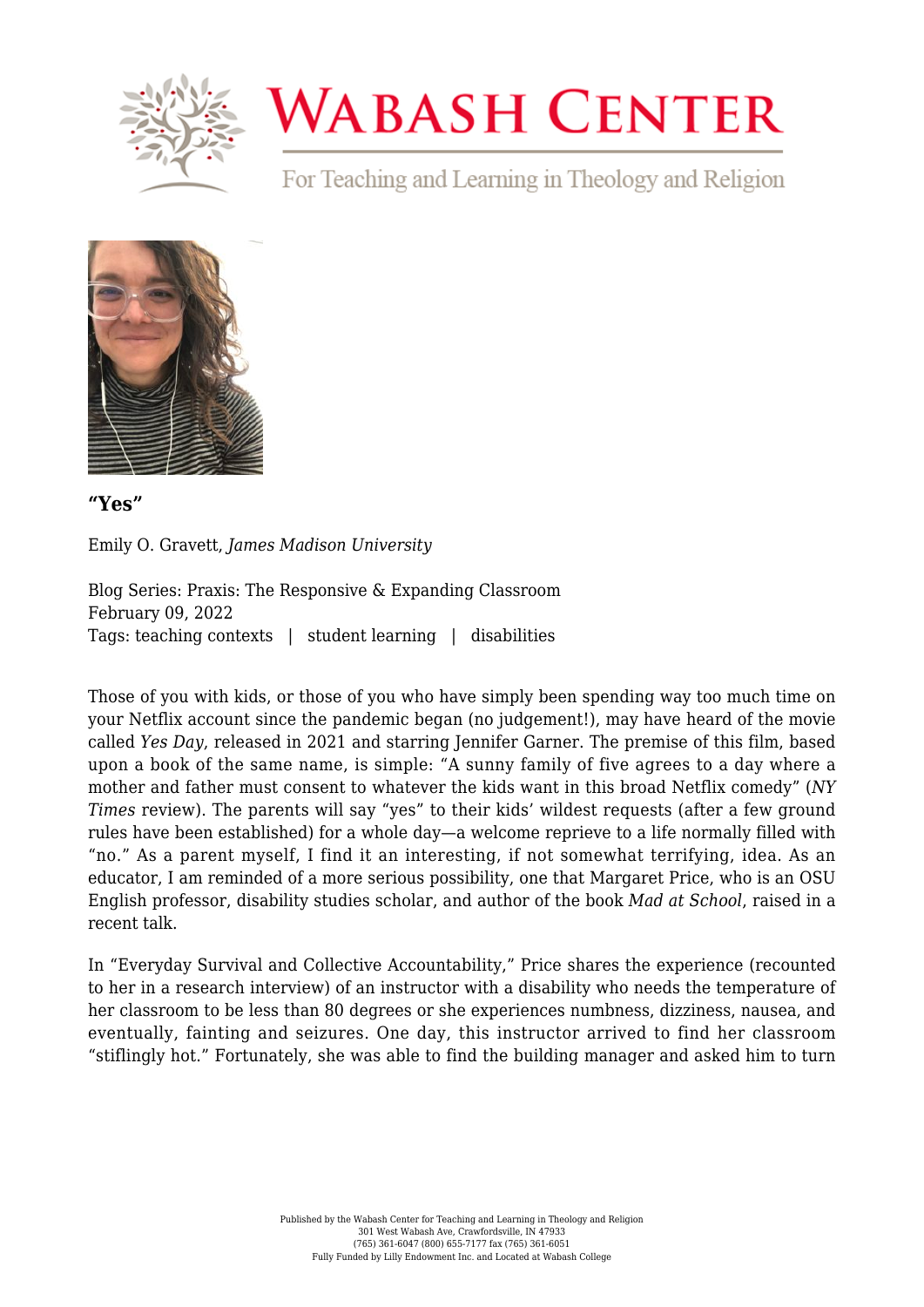# Wabash Center

For Teaching and Learning in Theology and Religion

**"Yes"**

Emily O. Gravett, *James Madison University*

Blog Series: Praxis: The Responsive & Expanding Classroom
February 09, 2022
Tags: teaching contexts | student learning | disabilities

Those of you with kids, or those of you who have simply been spending way too much time on your Netflix account since the pandemic began (no judgement!), may have heard of the movie called *Yes Day*, released in 2021 and starring Jennifer Garner. The premise of this film, based upon a book of the same name, is simple: "A sunny family of five agrees to a day where a mother and father must consent to whatever the kids want in this broad Netflix comedy" (*NY Times* review). The parents will say "yes" to their kids' wildest requests (after a few ground rules have been established) for a whole day—a welcome reprieve to a life normally filled with "no." As a parent myself, I find it an interesting, if not somewhat terrifying, idea. As an educator, I am reminded of a more serious possibility, one that Margaret Price, who is an OSU English professor, disability studies scholar, and author of the book *Mad at School*, raised in a recent talk.

In "Everyday Survival and Collective Accountability," Price shares the experience (recounted to her in a research interview) of an instructor with a disability who needs the temperature of her classroom to be less than 80 degrees or she experiences numbness, dizziness, nausea, and eventually, fainting and seizures. One day, this instructor arrived to find her classroom "stiflingly hot." Fortunately, she was able to find the building manager and asked him to turn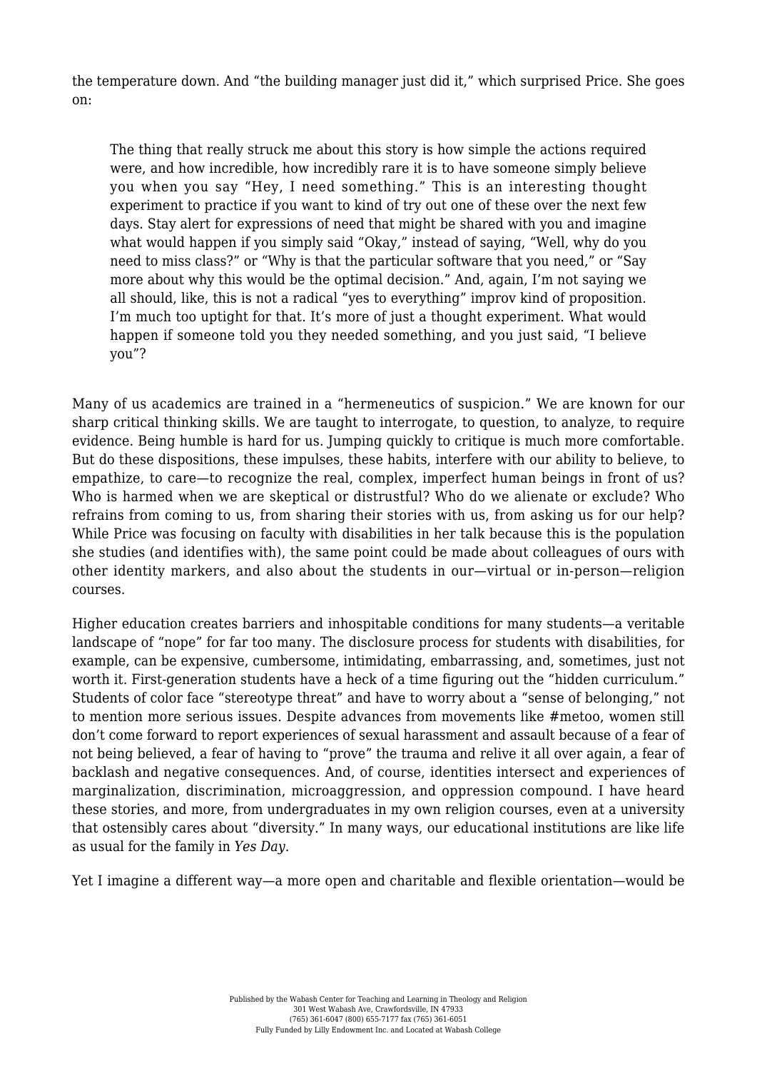the temperature down. And "the building manager just did it," which surprised Price. She goes on:

> The thing that really struck me about this story is how simple the actions required were, and how incredible, how incredibly rare it is to have someone simply believe you when you say "Hey, I need something." This is an interesting thought experiment to practice if you want to kind of try out one of these over the next few days. Stay alert for expressions of need that might be shared with you and imagine what would happen if you simply said "Okay," instead of saying, "Well, why do you need to miss class?" or "Why is that the particular software that you need," or "Say more about why this would be the optimal decision." And, again, I'm not saying we all should, like, this is not a radical "yes to everything" improv kind of proposition. I'm much too uptight for that. It's more of just a thought experiment. What would happen if someone told you they needed something, and you just said, "I believe you"?

Many of us academics are trained in a "hermeneutics of suspicion." We are known for our sharp critical thinking skills. We are taught to interrogate, to question, to analyze, to require evidence. Being humble is hard for us. Jumping quickly to critique is much more comfortable. But do these dispositions, these impulses, these habits, interfere with our ability to believe, to empathize, to care—to recognize the real, complex, imperfect human beings in front of us? Who is harmed when we are skeptical or distrustful? Who do we alienate or exclude? Who refrains from coming to us, from sharing their stories with us, from asking us for our help? While Price was focusing on faculty with disabilities in her talk because this is the population she studies (and identifies with), the same point could be made about colleagues of ours with other identity markers, and also about the students in our—virtual or in-person—religion courses.

Higher education creates barriers and inhospitable conditions for many students—a veritable landscape of "nope" for far too many. The disclosure process for students with disabilities, for example, can be expensive, cumbersome, intimidating, embarrassing, and, sometimes, just not worth it. First-generation students have a heck of a time figuring out the "hidden curriculum." Students of color face "stereotype threat" and have to worry about a "sense of belonging," not to mention more serious issues. Despite advances from movements like #metoo, women still don't come forward to report experiences of sexual harassment and assault because of a fear of not being believed, a fear of having to "prove" the trauma and relive it all over again, a fear of backlash and negative consequences. And, of course, identities intersect and experiences of marginalization, discrimination, microaggression, and oppression compound. I have heard these stories, and more, from undergraduates in my own religion courses, even at a university that ostensibly cares about "diversity." In many ways, our educational institutions are like life as usual for the family in *Yes Day*.

Yet I imagine a different way—a more open and charitable and flexible orientation—would be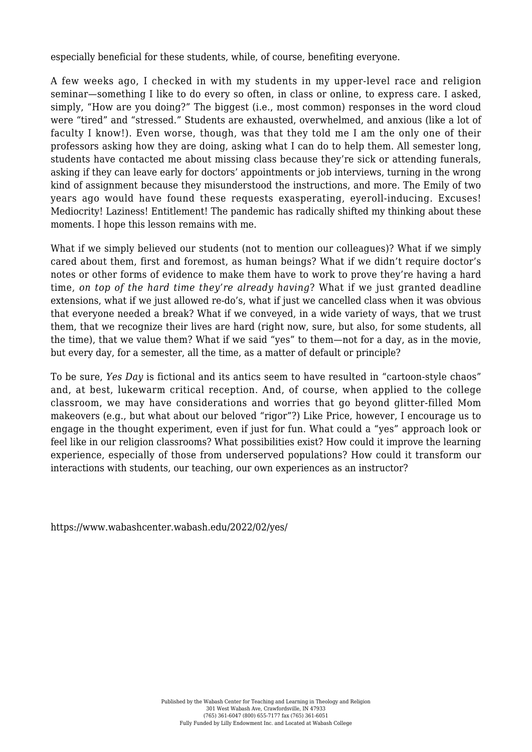especially beneficial for these students, while, of course, benefiting everyone.

A few weeks ago, I checked in with my students in my upper-level race and religion seminar—something I like to do every so often, in class or online, to express care. I asked, simply, "How are you doing?" The biggest (i.e., most common) responses in the word cloud were "tired" and "stressed." Students are exhausted, overwhelmed, and anxious (like a lot of faculty I know!). Even worse, though, was that they told me I am the only one of their professors asking how they are doing, asking what I can do to help them. All semester long, students have contacted me about missing class because they're sick or attending funerals, asking if they can leave early for doctors' appointments or job interviews, turning in the wrong kind of assignment because they misunderstood the instructions, and more. The Emily of two years ago would have found these requests exasperating, eyeroll-inducing. Excuses! Mediocrity! Laziness! Entitlement! The pandemic has radically shifted my thinking about these moments. I hope this lesson remains with me.

What if we simply believed our students (not to mention our colleagues)? What if we simply cared about them, first and foremost, as human beings? What if we didn't require doctor's notes or other forms of evidence to make them have to work to prove they're having a hard time, *on top of the hard time they're already having*? What if we just granted deadline extensions, what if we just allowed re-do's, what if just we cancelled class when it was obvious that everyone needed a break? What if we conveyed, in a wide variety of ways, that we trust them, that we recognize their lives are hard (right now, sure, but also, for some students, all the time), that we value them? What if we said "yes" to them—not for a day, as in the movie, but every day, for a semester, all the time, as a matter of default or principle?

To be sure, *Yes Day* is fictional and its antics seem to have resulted in "cartoon-style chaos" and, at best, lukewarm critical reception. And, of course, when applied to the college classroom, we may have considerations and worries that go beyond glitter-filled Mom makeovers (e.g., but what about our beloved "rigor"?) Like Price, however, I encourage us to engage in the thought experiment, even if just for fun. What could a "yes" approach look or feel like in our religion classrooms? What possibilities exist? How could it improve the learning experience, especially of those from underserved populations? How could it transform our interactions with students, our teaching, our own experiences as an instructor?

https://www.wabashcenter.wabash.edu/2022/02/yes/